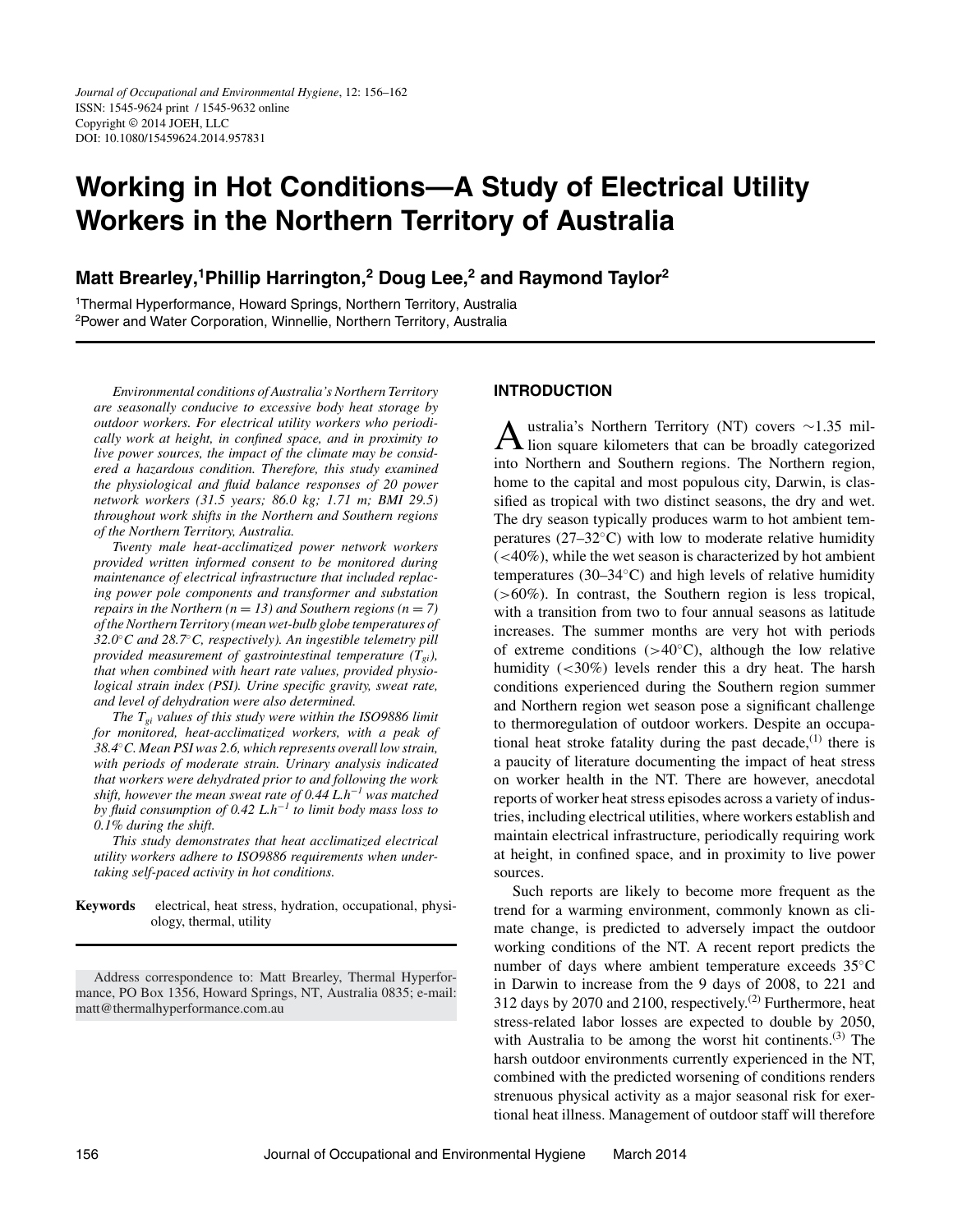Journal of Occupational and Environmental Hygiene, 12: 156–162
ISSN: 1545-9624 print / 1545-9632 online
Copyright © 2014 JOEH, LLC
DOI: 10.1080/15459624.2014.957831

# Working in Hot Conditions—A Study of Electrical Utility Workers in the Northern Territory of Australia

**Matt Brearley,[1] Phillip Harrington,[2] Doug Lee,[2] and Raymond Taylor[2]**

[1]Thermal Hyperformance, Howard Springs, Northern Territory, Australia
[2]Power and Water Corporation, Winnellie, Northern Territory, Australia

*Environmental conditions of Australia's Northern Territory are seasonally conducive to excessive body heat storage by outdoor workers. For electrical utility workers who periodically work at height, in confined space, and in proximity to live power sources, the impact of the climate may be considered a hazardous condition. Therefore, this study examined the physiological and fluid balance responses of 20 power network workers (31.5 years; 86.0 kg; 1.71 m; BMI 29.5) throughout work shifts in the Northern and Southern regions of the Northern Territory, Australia.*

*Twenty male heat-acclimatized power network workers provided written informed consent to be monitored during maintenance of electrical infrastructure that included replacing power pole components and transformer and substation repairs in the Northern (n = 13) and Southern regions (n = 7) of the Northern Territory (mean wet-bulb globe temperatures of 32.0°C and 28.7°C, respectively). An ingestible telemetry pill provided measurement of gastrointestinal temperature ($T_{gi}$), that when combined with heart rate values, provided physiological strain index (PSI). Urine specific gravity, sweat rate, and level of dehydration were also determined.*

*The $T_{gi}$ values of this study were within the ISO9886 limit for monitored, heat-acclimatized workers, with a peak of 38.4°C. Mean PSI was 2.6, which represents overall low strain, with periods of moderate strain. Urinary analysis indicated that workers were dehydrated prior to and following the work shift, however the mean sweat rate of 0.44 $L.h^{-1}$ was matched by fluid consumption of 0.42 $L.h^{-1}$ to limit body mass loss to 0.1% during the shift.*

*This study demonstrates that heat acclimatized electrical utility workers adhere to ISO9886 requirements when undertaking self-paced activity in hot conditions.*

**Keywords** electrical, heat stress, hydration, occupational, physiology, thermal, utility

Address correspondence to: Matt Brearley, Thermal Hyperformance, PO Box 1356, Howard Springs, NT, Australia 0835; e-mail: matt@thermalhyperformance.com.au

## INTRODUCTION

Australia's Northern Territory (NT) covers ∼1.35 million square kilometers that can be broadly categorized into Northern and Southern regions. The Northern region, home to the capital and most populous city, Darwin, is classified as tropical with two distinct seasons, the dry and wet. The dry season typically produces warm to hot ambient temperatures (27–32°C) with low to moderate relative humidity (<40%), while the wet season is characterized by hot ambient temperatures (30–34°C) and high levels of relative humidity (>60%). In contrast, the Southern region is less tropical, with a transition from two to four annual seasons as latitude increases. The summer months are very hot with periods of extreme conditions (>40°C), although the low relative humidity (<30%) levels render this a dry heat. The harsh conditions experienced during the Southern region summer and Northern region wet season pose a significant challenge to thermoregulation of outdoor workers. Despite an occupational heat stroke fatality during the past decade,[1] there is a paucity of literature documenting the impact of heat stress on worker health in the NT. There are however, anecdotal reports of worker heat stress episodes across a variety of industries, including electrical utilities, where workers establish and maintain electrical infrastructure, periodically requiring work at height, in confined space, and in proximity to live power sources.

Such reports are likely to become more frequent as the trend for a warming environment, commonly known as climate change, is predicted to adversely impact the outdoor working conditions of the NT. A recent report predicts the number of days where ambient temperature exceeds 35°C in Darwin to increase from the 9 days of 2008, to 221 and 312 days by 2070 and 2100, respectively.[2] Furthermore, heat stress-related labor losses are expected to double by 2050, with Australia to be among the worst hit continents.[3] The harsh outdoor environments currently experienced in the NT, combined with the predicted worsening of conditions renders strenuous physical activity as a major seasonal risk for exertional heat illness. Management of outdoor staff will therefore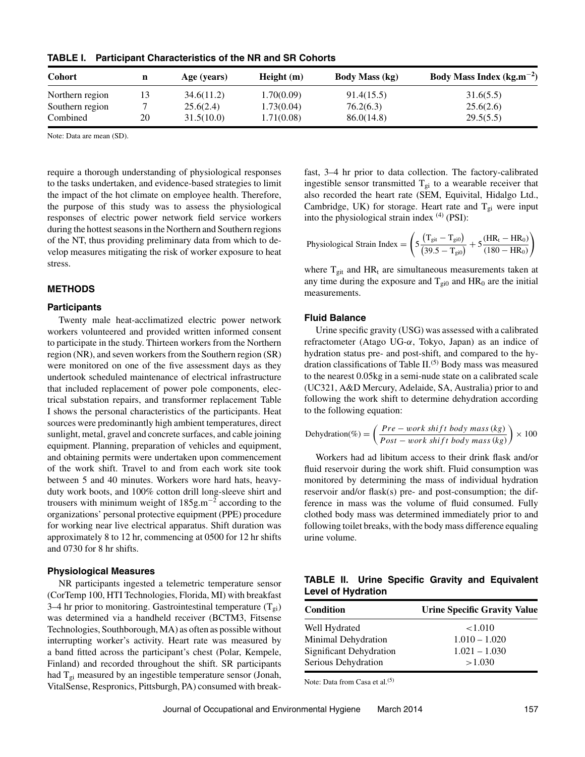**TABLE I. Participant Characteristics of the NR and SR Cohorts**

| Cohort | n | Age (years) | Height (m) | Body Mass (kg) | Body Mass Index ($kg.m^{-2}$) |
|---|---|---|---|---|---|
| Northern region | 13 | 34.6(11.2) | 1.70(0.09) | 91.4(15.5) | 31.6(5.5) |
| Southern region | 7 | 25.6(2.4) | 1.73(0.04) | 76.2(6.3) | 25.6(2.6) |
| Combined | 20 | 31.5(10.0) | 1.71(0.08) | 86.0(14.8) | 29.5(5.5) |

Note: Data are mean (SD).

require a thorough understanding of physiological responses to the tasks undertaken, and evidence-based strategies to limit the impact of the hot climate on employee health. Therefore, the purpose of this study was to assess the physiological responses of electric power network field service workers during the hottest seasons in the Northern and Southern regions of the NT, thus providing preliminary data from which to develop measures mitigating the risk of worker exposure to heat stress.

## METHODS

### Participants

Twenty male heat-acclimatized electric power network workers volunteered and provided written informed consent to participate in the study. Thirteen workers from the Northern region (NR), and seven workers from the Southern region (SR) were monitored on one of the five assessment days as they undertook scheduled maintenance of electrical infrastructure that included replacement of power pole components, electrical substation repairs, and transformer replacement Table I shows the personal characteristics of the participants. Heat sources were predominantly high ambient temperatures, direct sunlight, metal, gravel and concrete surfaces, and cable joining equipment. Planning, preparation of vehicles and equipment, and obtaining permits were undertaken upon commencement of the work shift. Travel to and from each work site took between 5 and 40 minutes. Workers wore hard hats, heavy-duty work boots, and 100% cotton drill long-sleeve shirt and trousers with minimum weight of $185g.m^{-2}$ according to the organizations' personal protective equipment (PPE) procedure for working near live electrical apparatus. Shift duration was approximately 8 to 12 hr, commencing at 0500 for 12 hr shifts and 0730 for 8 hr shifts.

### Physiological Measures

NR participants ingested a telemetric temperature sensor (CorTemp 100, HTI Technologies, Florida, MI) with breakfast 3–4 hr prior to monitoring. Gastrointestinal temperature ($T_{gi}$) was determined via a handheld receiver (BCTM3, Fitsense Technologies, Southborough, MA) as often as possible without interrupting worker's activity. Heart rate was measured by a band fitted across the participant's chest (Polar, Kempele, Finland) and recorded throughout the shift. SR participants had $T_{gi}$ measured by an ingestible temperature sensor (Jonah, VitalSense, Respronics, Pittsburgh, PA) consumed with breakfast, 3–4 hr prior to data collection. The factory-calibrated ingestible sensor transmitted $T_{gi}$ to a wearable receiver that also recorded the heart rate (SEM, Equivital, Hidalgo Ltd., Cambridge, UK) for storage. Heart rate and $T_{gi}$ were input into the physiological strain index [4] (PSI):

$$\text{Physiological Strain Index} = \left(5\frac{(T_{git} - T_{gi0})}{(39.5 - T_{gi0})} + 5\frac{(HR_t - HR_0)}{(180 - HR_0)}\right)$$

where $T_{git}$ and $HR_t$ are simultaneous measurements taken at any time during the exposure and $T_{gi0}$ and $HR_0$ are the initial measurements.

### Fluid Balance

Urine specific gravity (USG) was assessed with a calibrated refractometer (Atago UG-$\alpha$, Tokyo, Japan) as an indice of hydration status pre- and post-shift, and compared to the hydration classifications of Table II.[5] Body mass was measured to the nearest 0.05kg in a semi-nude state on a calibrated scale (UC321, A&D Mercury, Adelaide, SA, Australia) prior to and following the work shift to determine dehydration according to the following equation:

$$\text{Dehydration}(\%) = \left(\frac{Pre-work\ shift\ body\ mass\,(kg)}{Post-work\ shift\ body\ mass\,(kg)}\right) \times 100$$

Workers had ad libitum access to their drink flask and/or fluid reservoir during the work shift. Fluid consumption was monitored by determining the mass of individual hydration reservoir and/or flask(s) pre- and post-consumption; the difference in mass was the volume of fluid consumed. Fully clothed body mass was determined immediately prior to and following toilet breaks, with the body mass difference equaling urine volume.

**TABLE II. Urine Specific Gravity and Equivalent Level of Hydration**

| Condition | Urine Specific Gravity Value |
|---|---|
| Well Hydrated | <1.010 |
| Minimal Dehydration | 1.010 – 1.020 |
| Significant Dehydration | 1.021 – 1.030 |
| Serious Dehydration | >1.030 |

Note: Data from Casa et al.[5]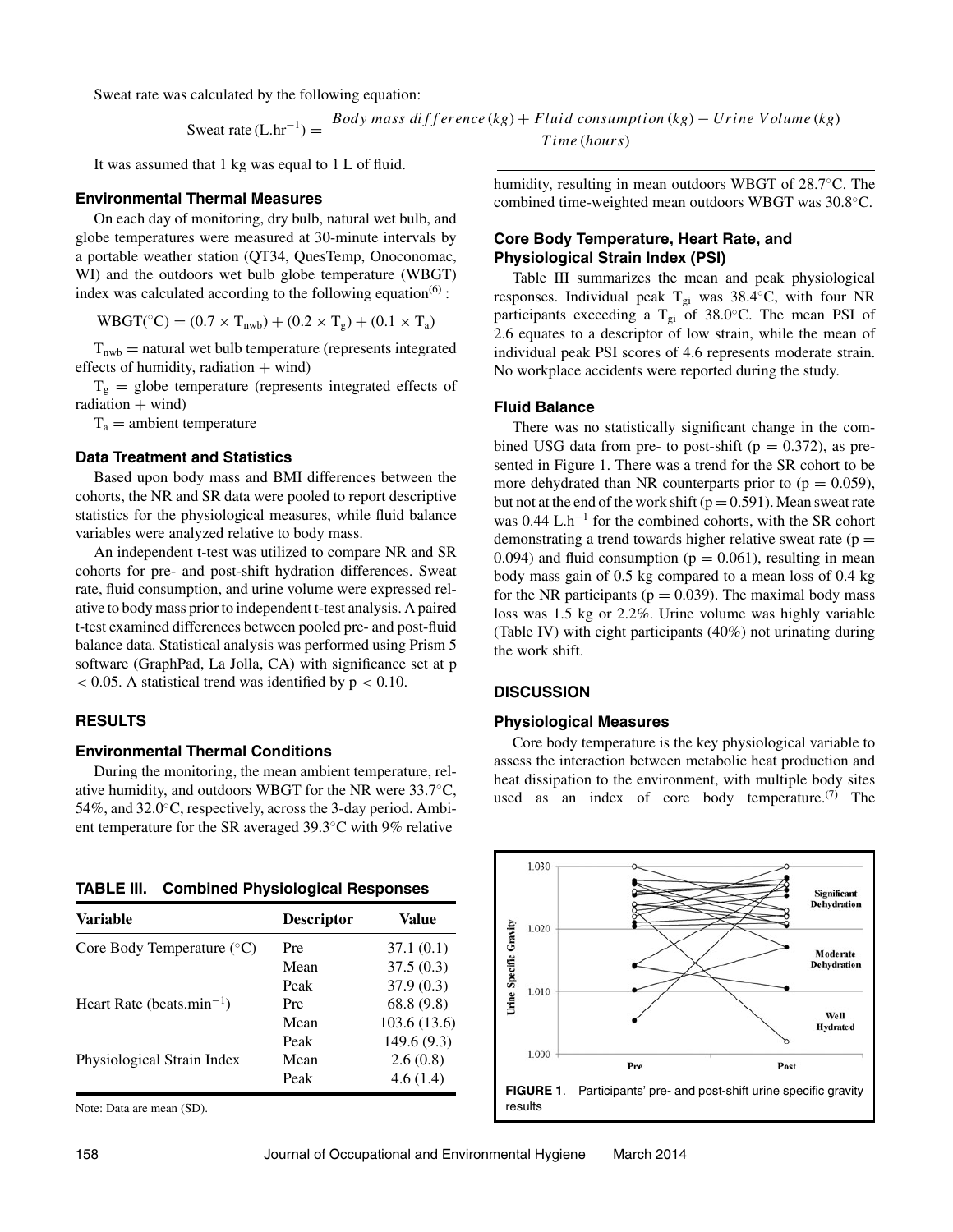Sweat rate was calculated by the following equation:

$$\text{Sweat rate} \, (\text{L.hr}^{-1}) = \frac{Body\ mass\ difference\,(kg) + Fluid\ consumption\,(kg) - Urine\ Volume\,(kg)}{Time\,(hours)}$$

It was assumed that 1 kg was equal to 1 L of fluid.

### Environmental Thermal Measures

On each day of monitoring, dry bulb, natural wet bulb, and globe temperatures were measured at 30-minute intervals by a portable weather station (QT34, QuesTemp, Onoconomac, WI) and the outdoors wet bulb globe temperature (WBGT) index was calculated according to the following equation[6] :

$$\text{WBGT}(^\circ\text{C}) = (0.7 \times T_{nwb}) + (0.2 \times T_g) + (0.1 \times T_a)$$

$T_{nwb}$ = natural wet bulb temperature (represents integrated effects of humidity, radiation + wind)

$T_g$ = globe temperature (represents integrated effects of radiation + wind)

$T_a$ = ambient temperature

### Data Treatment and Statistics

Based upon body mass and BMI differences between the cohorts, the NR and SR data were pooled to report descriptive statistics for the physiological measures, while fluid balance variables were analyzed relative to body mass.

An independent t-test was utilized to compare NR and SR cohorts for pre- and post-shift hydration differences. Sweat rate, fluid consumption, and urine volume were expressed relative to body mass prior to independent t-test analysis. A paired t-test examined differences between pooled pre- and post-fluid balance data. Statistical analysis was performed using Prism 5 software (GraphPad, La Jolla, CA) with significance set at $p < 0.05$. A statistical trend was identified by $p < 0.10$.

## RESULTS

### Environmental Thermal Conditions

During the monitoring, the mean ambient temperature, relative humidity, and outdoors WBGT for the NR were 33.7°C, 54%, and 32.0°C, respectively, across the 3-day period. Ambient temperature for the SR averaged 39.3°C with 9% relative humidity, resulting in mean outdoors WBGT of 28.7°C. The combined time-weighted mean outdoors WBGT was 30.8°C.

### Core Body Temperature, Heart Rate, and Physiological Strain Index (PSI)

Table III summarizes the mean and peak physiological responses. Individual peak $T_{gi}$ was 38.4°C, with four NR participants exceeding a $T_{gi}$ of 38.0°C. The mean PSI of 2.6 equates to a descriptor of low strain, while the mean of individual peak PSI scores of 4.6 represents moderate strain. No workplace accidents were reported during the study.

### Fluid Balance

There was no statistically significant change in the combined USG data from pre- to post-shift ($p = 0.372$), as presented in Figure 1. There was a trend for the SR cohort to be more dehydrated than NR counterparts prior to ($p = 0.059$), but not at the end of the work shift ($p = 0.591$). Mean sweat rate was 0.44 $\text{L.h}^{-1}$ for the combined cohorts, with the SR cohort demonstrating a trend towards higher relative sweat rate ($p = 0.094$) and fluid consumption ($p = 0.061$), resulting in mean body mass gain of 0.5 kg compared to a mean loss of 0.4 kg for the NR participants ($p = 0.039$). The maximal body mass loss was 1.5 kg or 2.2%. Urine volume was highly variable (Table IV) with eight participants (40%) not urinating during the work shift.

**TABLE III. Combined Physiological Responses**

| Variable | Descriptor | Value |
|---|---|---|
| Core Body Temperature (°C) | Pre | 37.1 (0.1) |
| | Mean | 37.5 (0.3) |
| | Peak | 37.9 (0.3) |
| Heart Rate ($\text{beats.min}^{-1}$) | Pre | 68.8 (9.8) |
| | Mean | 103.6 (13.6) |
| | Peak | 149.6 (9.3) |
| Physiological Strain Index | Mean | 2.6 (0.8) |
| | Peak | 4.6 (1.4) |

Note: Data are mean (SD).

**FIGURE 1.** Participants' pre- and post-shift urine specific gravity results

## DISCUSSION

### Physiological Measures

Core body temperature is the key physiological variable to assess the interaction between metabolic heat production and heat dissipation to the environment, with multiple body sites used as an index of core body temperature.[7] The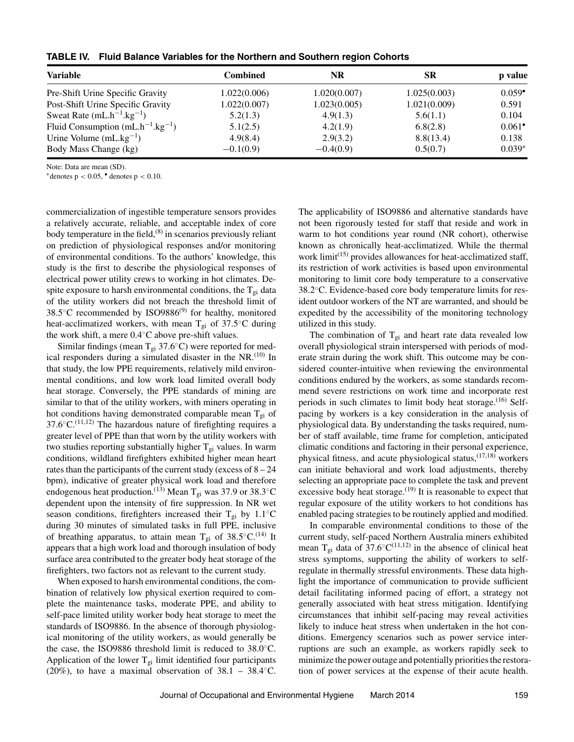**TABLE IV. Fluid Balance Variables for the Northern and Southern region Cohorts**

| Variable | Combined | NR | SR | p value |
|---|---|---|---|---|
| Pre-Shift Urine Specific Gravity | 1.022(0.006) | 1.020(0.007) | 1.025(0.003) | 0.059• |
| Post-Shift Urine Specific Gravity | 1.022(0.007) | 1.023(0.005) | 1.021(0.009) | 0.591 |
| Sweat Rate ($mL.h^{-1}.kg^{-1}$) | 5.2(1.3) | 4.9(1.3) | 5.6(1.1) | 0.104 |
| Fluid Consumption ($mL.h^{-1}.kg^{-1}$) | 5.1(2.5) | 4.2(1.9) | 6.8(2.8) | 0.061• |
| Urine Volume ($mL.kg^{-1}$) | 4.9(8.4) | 2.9(3.2) | 8.8(13.4) | 0.138 |
| Body Mass Change (kg) | −0.1(0.9) | −0.4(0.9) | 0.5(0.7) | 0.039* |

Note: Data are mean (SD).
*denotes $p < 0.05$, • denotes $p < 0.10$.

commercialization of ingestible temperature sensors provides a relatively accurate, reliable, and acceptable index of core body temperature in the field,[8] in scenarios previously reliant on prediction of physiological responses and/or monitoring of environmental conditions. To the authors' knowledge, this study is the first to describe the physiological responses of electrical power utility crews to working in hot climates. Despite exposure to harsh environmental conditions, the $T_{gi}$ data of the utility workers did not breach the threshold limit of 38.5°C recommended by ISO9886[9] for healthy, monitored heat-acclimatized workers, with mean $T_{gi}$ of 37.5°C during the work shift, a mere 0.4°C above pre-shift values.

Similar findings (mean $T_{gi}$ 37.6°C) were reported for medical responders during a simulated disaster in the NR.[10] In that study, the low PPE requirements, relatively mild environmental conditions, and low work load limited overall body heat storage. Conversely, the PPE standards of mining are similar to that of the utility workers, with miners operating in hot conditions having demonstrated comparable mean $T_{gi}$ of 37.6°C.[11,12] The hazardous nature of firefighting requires a greater level of PPE than that worn by the utility workers with two studies reporting substantially higher $T_{gi}$ values. In warm conditions, wildland firefighters exhibited higher mean heart rates than the participants of the current study (excess of 8 – 24 bpm), indicative of greater physical work load and therefore endogenous heat production.[13] Mean $T_{gi}$ was 37.9 or 38.3°C dependent upon the intensity of fire suppression. In NR wet season conditions, firefighters increased their $T_{gi}$ by 1.1°C during 30 minutes of simulated tasks in full PPE, inclusive of breathing apparatus, to attain mean $T_{gi}$ of 38.5°C.[14] It appears that a high work load and thorough insulation of body surface area contributed to the greater body heat storage of the firefighters, two factors not as relevant to the current study.

When exposed to harsh environmental conditions, the combination of relatively low physical exertion required to complete the maintenance tasks, moderate PPE, and ability to self-pace limited utility worker body heat storage to meet the standards of ISO9886. In the absence of thorough physiological monitoring of the utility workers, as would generally be the case, the ISO9886 threshold limit is reduced to 38.0°C. Application of the lower $T_{gi}$ limit identified four participants (20%), to have a maximal observation of 38.1 – 38.4°C. The applicability of ISO9886 and alternative standards have not been rigorously tested for staff that reside and work in warm to hot conditions year round (NR cohort), otherwise known as chronically heat-acclimatized. While the thermal work limit[15] provides allowances for heat-acclimatized staff, its restriction of work activities is based upon environmental monitoring to limit core body temperature to a conservative 38.2°C. Evidence-based core body temperature limits for resident outdoor workers of the NT are warranted, and should be expedited by the accessibility of the monitoring technology utilized in this study.

The combination of $T_{gi}$ and heart rate data revealed low overall physiological strain interspersed with periods of moderate strain during the work shift. This outcome may be considered counter-intuitive when reviewing the environmental conditions endured by the workers, as some standards recommend severe restrictions on work time and incorporate rest periods in such climates to limit body heat storage.[16] Self-pacing by workers is a key consideration in the analysis of physiological data. By understanding the tasks required, number of staff available, time frame for completion, anticipated climatic conditions and factoring in their personal experience, physical fitness, and acute physiological status,[17,18] workers can initiate behavioral and work load adjustments, thereby selecting an appropriate pace to complete the task and prevent excessive body heat storage.[19] It is reasonable to expect that regular exposure of the utility workers to hot conditions has enabled pacing strategies to be routinely applied and modified.

In comparable environmental conditions to those of the current study, self-paced Northern Australia miners exhibited mean $T_{gi}$ data of 37.6°C[11,12] in the absence of clinical heat stress symptoms, supporting the ability of workers to self-regulate in thermally stressful environments. These data highlight the importance of communication to provide sufficient detail facilitating informed pacing of effort, a strategy not generally associated with heat stress mitigation. Identifying circumstances that inhibit self-pacing may reveal activities likely to induce heat stress when undertaken in the hot conditions. Emergency scenarios such as power service interruptions are such an example, as workers rapidly seek to minimize the power outage and potentially priorities the restoration of power services at the expense of their acute health.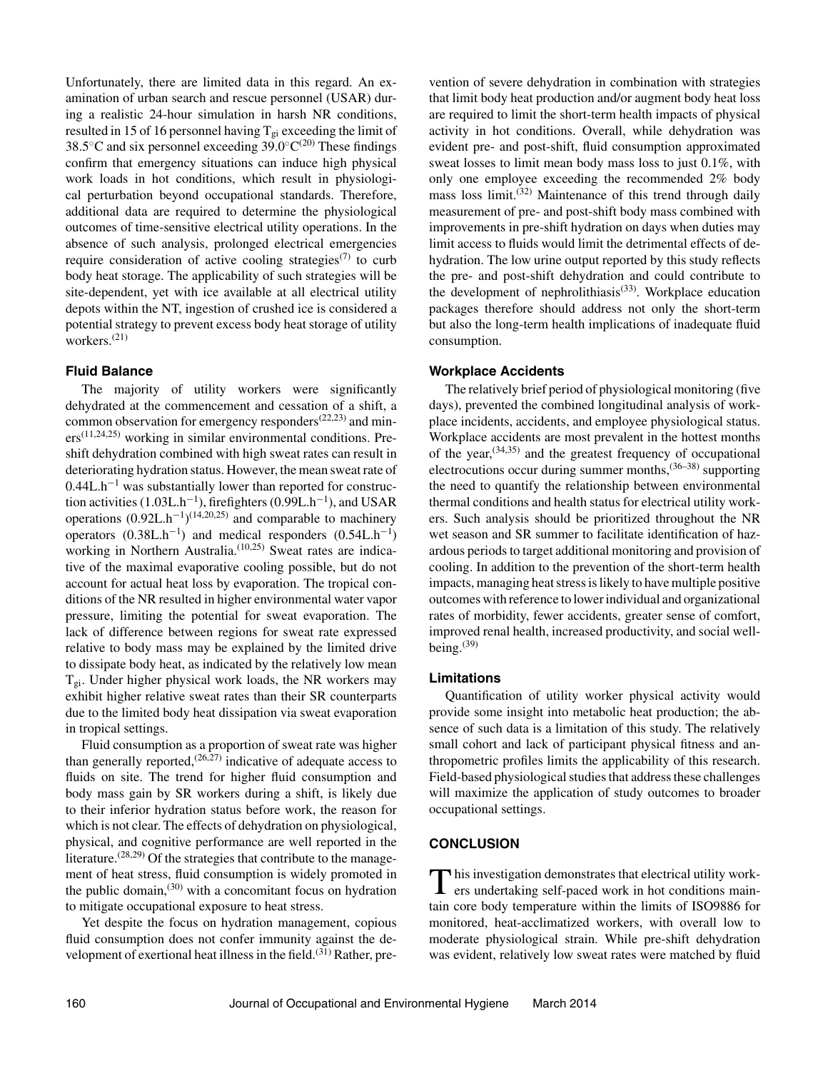Unfortunately, there are limited data in this regard. An examination of urban search and rescue personnel (USAR) during a realistic 24-hour simulation in harsh NR conditions, resulted in 15 of 16 personnel having $T_{gi}$ exceeding the limit of 38.5°C and six personnel exceeding 39.0°C[20] These findings confirm that emergency situations can induce high physical work loads in hot conditions, which result in physiological perturbation beyond occupational standards. Therefore, additional data are required to determine the physiological outcomes of time-sensitive electrical utility operations. In the absence of such analysis, prolonged electrical emergencies require consideration of active cooling strategies[7] to curb body heat storage. The applicability of such strategies will be site-dependent, yet with ice available at all electrical utility depots within the NT, ingestion of crushed ice is considered a potential strategy to prevent excess body heat storage of utility workers.[21]

### Fluid Balance

The majority of utility workers were significantly dehydrated at the commencement and cessation of a shift, a common observation for emergency responders[22,23] and miners[11,24,25] working in similar environmental conditions. Preshift dehydration combined with high sweat rates can result in deteriorating hydration status. However, the mean sweat rate of $0.44 L.h^{-1}$ was substantially lower than reported for construction activities ($1.03 L.h^{-1}$), firefighters ($0.99 L.h^{-1}$), and USAR operations ($0.92 L.h^{-1}$)[14,20,25] and comparable to machinery operators ($0.38 L.h^{-1}$) and medical responders ($0.54 L.h^{-1}$) working in Northern Australia.[10,25] Sweat rates are indicative of the maximal evaporative cooling possible, but do not account for actual heat loss by evaporation. The tropical conditions of the NR resulted in higher environmental water vapor pressure, limiting the potential for sweat evaporation. The lack of difference between regions for sweat rate expressed relative to body mass may be explained by the limited drive to dissipate body heat, as indicated by the relatively low mean $T_{gi}$. Under higher physical work loads, the NR workers may exhibit higher relative sweat rates than their SR counterparts due to the limited body heat dissipation via sweat evaporation in tropical settings.

Fluid consumption as a proportion of sweat rate was higher than generally reported,[26,27] indicative of adequate access to fluids on site. The trend for higher fluid consumption and body mass gain by SR workers during a shift, is likely due to their inferior hydration status before work, the reason for which is not clear. The effects of dehydration on physiological, physical, and cognitive performance are well reported in the literature.[28,29] Of the strategies that contribute to the management of heat stress, fluid consumption is widely promoted in the public domain,[30] with a concomitant focus on hydration to mitigate occupational exposure to heat stress.

Yet despite the focus on hydration management, copious fluid consumption does not confer immunity against the development of exertional heat illness in the field.[31] Rather, prevention of severe dehydration in combination with strategies that limit body heat production and/or augment body heat loss are required to limit the short-term health impacts of physical activity in hot conditions. Overall, while dehydration was evident pre- and post-shift, fluid consumption approximated sweat losses to limit mean body mass loss to just 0.1%, with only one employee exceeding the recommended 2% body mass loss limit.[32] Maintenance of this trend through daily measurement of pre- and post-shift body mass combined with improvements in pre-shift hydration on days when duties may limit access to fluids would limit the detrimental effects of dehydration. The low urine output reported by this study reflects the pre- and post-shift dehydration and could contribute to the development of nephrolithiasis[33]. Workplace education packages therefore should address not only the short-term but also the long-term health implications of inadequate fluid consumption.

### Workplace Accidents

The relatively brief period of physiological monitoring (five days), prevented the combined longitudinal analysis of workplace incidents, accidents, and employee physiological status. Workplace accidents are most prevalent in the hottest months of the year,[34,35] and the greatest frequency of occupational electrocutions occur during summer months,[36–38] supporting the need to quantify the relationship between environmental thermal conditions and health status for electrical utility workers. Such analysis should be prioritized throughout the NR wet season and SR summer to facilitate identification of hazardous periods to target additional monitoring and provision of cooling. In addition to the prevention of the short-term health impacts, managing heat stress is likely to have multiple positive outcomes with reference to lower individual and organizational rates of morbidity, fewer accidents, greater sense of comfort, improved renal health, increased productivity, and social well-being.[39]

### Limitations

Quantification of utility worker physical activity would provide some insight into metabolic heat production; the absence of such data is a limitation of this study. The relatively small cohort and lack of participant physical fitness and anthropometric profiles limits the applicability of this research. Field-based physiological studies that address these challenges will maximize the application of study outcomes to broader occupational settings.

## CONCLUSION

This investigation demonstrates that electrical utility workers undertaking self-paced work in hot conditions maintain core body temperature within the limits of ISO9886 for monitored, heat-acclimatized workers, with overall low to moderate physiological strain. While pre-shift dehydration was evident, relatively low sweat rates were matched by fluid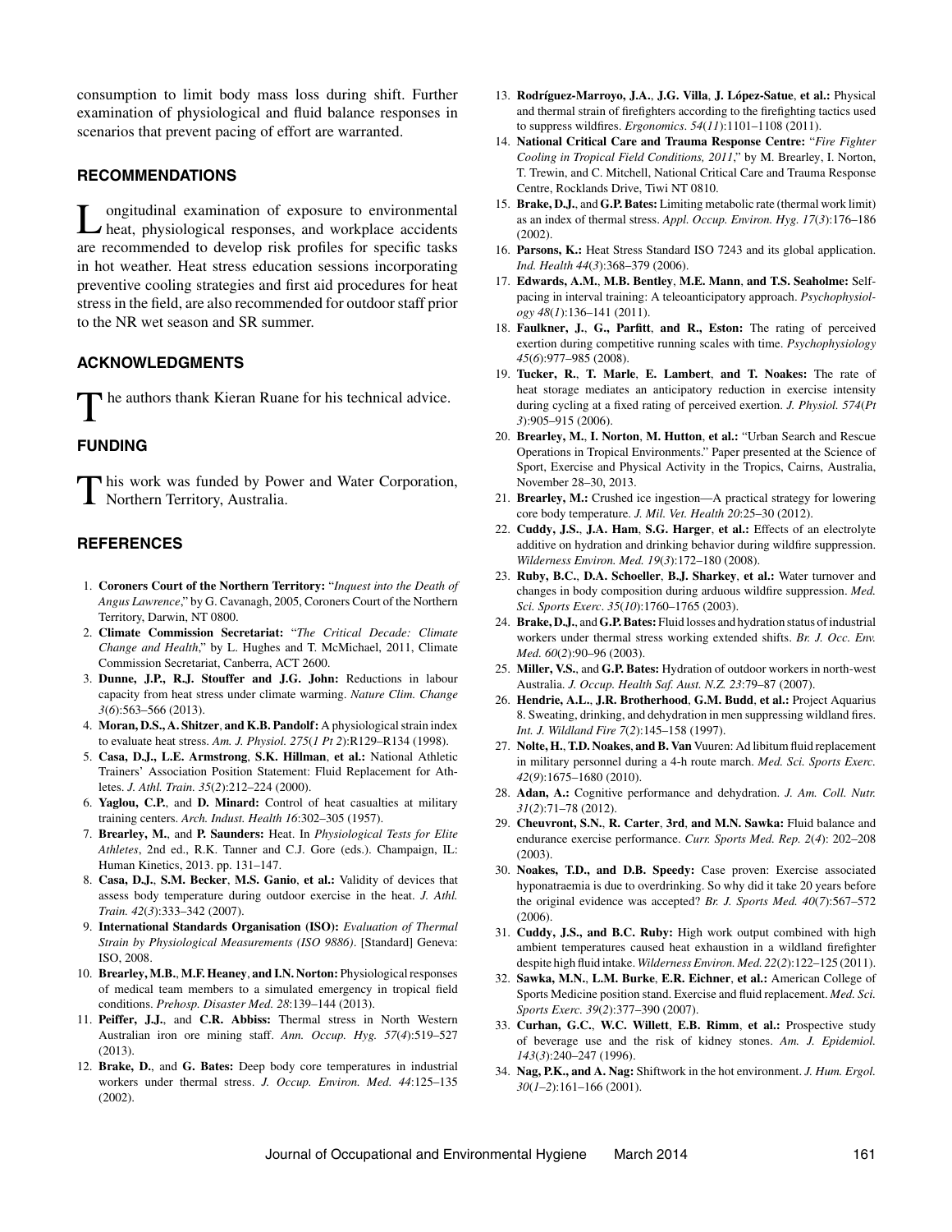consumption to limit body mass loss during shift. Further examination of physiological and fluid balance responses in scenarios that prevent pacing of effort are warranted.

## RECOMMENDATIONS

Longitudinal examination of exposure to environmental heat, physiological responses, and workplace accidents are recommended to develop risk profiles for specific tasks in hot weather. Heat stress education sessions incorporating preventive cooling strategies and first aid procedures for heat stress in the field, are also recommended for outdoor staff prior to the NR wet season and SR summer.

## ACKNOWLEDGMENTS

The authors thank Kieran Ruane for his technical advice.

## FUNDING

This work was funded by Power and Water Corporation, Northern Territory, Australia.

## REFERENCES

1. **Coroners Court of the Northern Territory:** "*Inquest into the Death of Angus Lawrence*," by G. Cavanagh, 2005, Coroners Court of the Northern Territory, Darwin, NT 0800.
2. **Climate Commission Secretariat:** "*The Critical Decade: Climate Change and Health*," by L. Hughes and T. McMichael, 2011, Climate Commission Secretariat, Canberra, ACT 2600.
3. **Dunne, J.P., R.J. Stouffer and J.G. John:** Reductions in labour capacity from heat stress under climate warming. *Nature Clim. Change 3*(*6*):563–566 (2013).
4. **Moran, D.S., A. Shitzer, and K.B. Pandolf:** A physiological strain index to evaluate heat stress. *Am. J. Physiol. 275*(*1 Pt 2*):R129–R134 (1998).
5. **Casa, D.J., L.E. Armstrong, S.K. Hillman, et al.:** National Athletic Trainers' Association Position Statement: Fluid Replacement for Athletes. *J. Athl. Train. 35*(*2*):212–224 (2000).
6. **Yaglou, C.P.**, and **D. Minard:** Control of heat casualties at military training centers. *Arch. Indust. Health 16*:302–305 (1957).
7. **Brearley, M.**, and **P. Saunders:** Heat. In *Physiological Tests for Elite Athletes*, 2nd ed., R.K. Tanner and C.J. Gore (eds.). Champaign, IL: Human Kinetics, 2013. pp. 131–147.
8. **Casa, D.J., S.M. Becker, M.S. Ganio, et al.:** Validity of devices that assess body temperature during outdoor exercise in the heat. *J. Athl. Train. 42*(*3*):333–342 (2007).
9. **International Standards Organisation (ISO):** *Evaluation of Thermal Strain by Physiological Measurements (ISO 9886)*. [Standard] Geneva: ISO, 2008.
10. **Brearley, M.B., M.F. Heaney, and I.N. Norton:** Physiological responses of medical team members to a simulated emergency in tropical field conditions. *Prehosp. Disaster Med. 28*:139–144 (2013).
11. **Peiffer, J.J.**, and **C.R. Abbiss:** Thermal stress in North Western Australian iron ore mining staff. *Ann. Occup. Hyg. 57*(*4*):519–527 (2013).
12. **Brake, D.**, and **G. Bates:** Deep body core temperatures in industrial workers under thermal stress. *J. Occup. Environ. Med. 44*:125–135 (2002).
13. **Rodríguez-Marroyo, J.A.**, **J.G. Villa**, **J. López-Satue**, **et al.:** Physical and thermal strain of firefighters according to the firefighting tactics used to suppress wildfires. *Ergonomics*. *54*(*11*):1101–1108 (2011).
14. **National Critical Care and Trauma Response Centre:** "*Fire Fighter Cooling in Tropical Field Conditions, 2011*," by M. Brearley, I. Norton, T. Trewin, and C. Mitchell, National Critical Care and Trauma Response Centre, Rocklands Drive, Tiwi NT 0810.
15. **Brake, D.J.**, and **G.P. Bates:** Limiting metabolic rate (thermal work limit) as an index of thermal stress. *Appl. Occup. Environ. Hyg. 17*(*3*):176–186 (2002).
16. **Parsons, K.:** Heat Stress Standard ISO 7243 and its global application. *Ind. Health 44*(*3*):368–379 (2006).
17. **Edwards, A.M.**, **M.B. Bentley**, **M.E. Mann**, **and T.S. Seaholme:** Self-pacing in interval training: A teleoanticipatory approach. *Psychophysiology 48*(*1*):136–141 (2011).
18. **Faulkner, J.**, **G., Parfitt**, **and R., Eston:** The rating of perceived exertion during competitive running scales with time. *Psychophysiology 45*(*6*):977–985 (2008).
19. **Tucker, R.**, **T. Marle**, **E. Lambert**, **and T. Noakes:** The rate of heat storage mediates an anticipatory reduction in exercise intensity during cycling at a fixed rating of perceived exertion. *J. Physiol. 574*(*Pt 3*):905–915 (2006).
20. **Brearley, M.**, **I. Norton**, **M. Hutton**, **et al.:** "Urban Search and Rescue Operations in Tropical Environments." Paper presented at the Science of Sport, Exercise and Physical Activity in the Tropics, Cairns, Australia, November 28–30, 2013.
21. **Brearley, M.:** Crushed ice ingestion—A practical strategy for lowering core body temperature. *J. Mil. Vet. Health 20*:25–30 (2012).
22. **Cuddy, J.S.**, **J.A. Ham**, **S.G. Harger**, **et al.:** Effects of an electrolyte additive on hydration and drinking behavior during wildfire suppression. *Wilderness Environ. Med. 19*(*3*):172–180 (2008).
23. **Ruby, B.C.**, **D.A. Schoeller**, **B.J. Sharkey**, **et al.:** Water turnover and changes in body composition during arduous wildfire suppression. *Med. Sci. Sports Exerc. 35*(*10*):1760–1765 (2003).
24. **Brake, D.J.**, and **G.P. Bates:** Fluid losses and hydration status of industrial workers under thermal stress working extended shifts. *Br. J. Occ. Env. Med. 60*(*2*):90–96 (2003).
25. **Miller, V.S.**, and **G.P. Bates:** Hydration of outdoor workers in north-west Australia. *J. Occup. Health Saf. Aust. N.Z. 23*:79–87 (2007).
26. **Hendrie, A.L.**, **J.R. Brotherhood**, **G.M. Budd**, **et al.:** Project Aquarius 8. Sweating, drinking, and dehydration in men suppressing wildland fires. *Int. J. Wildland Fire 7*(*2*):145–158 (1997).
27. **Nolte, H.**, **T.D. Noakes**, **and B. Van** Vuuren: Ad libitum fluid replacement in military personnel during a 4-h route march. *Med. Sci. Sports Exerc. 42*(*9*):1675–1680 (2010).
28. **Adan, A.:** Cognitive performance and dehydration. *J. Am. Coll. Nutr. 31*(*2*):71–78 (2012).
29. **Cheuvront, S.N.**, **R. Carter**, **3rd**, **and M.N. Sawka:** Fluid balance and endurance exercise performance. *Curr. Sports Med. Rep. 2*(*4*): 202–208 (2003).
30. **Noakes, T.D., and D.B. Speedy:** Case proven: Exercise associated hyponatraemia is due to overdrinking. So why did it take 20 years before the original evidence was accepted? *Br. J. Sports Med. 40*(*7*):567–572 (2006).
31. **Cuddy, J.S., and B.C. Ruby:** High work output combined with high ambient temperatures caused heat exhaustion in a wildland firefighter despite high fluid intake. *Wilderness Environ. Med. 22*(*2*):122–125 (2011).
32. **Sawka, M.N.**, **L.M. Burke**, **E.R. Eichner**, **et al.:** American College of Sports Medicine position stand. Exercise and fluid replacement. *Med. Sci. Sports Exerc. 39*(*2*):377–390 (2007).
33. **Curhan, G.C.**, **W.C. Willett**, **E.B. Rimm**, **et al.:** Prospective study of beverage use and the risk of kidney stones. *Am. J. Epidemiol. 143*(*3*):240–247 (1996).
34. **Nag, P.K., and A. Nag:** Shiftwork in the hot environment. *J. Hum. Ergol. 30*(*1–2*):161–166 (2001).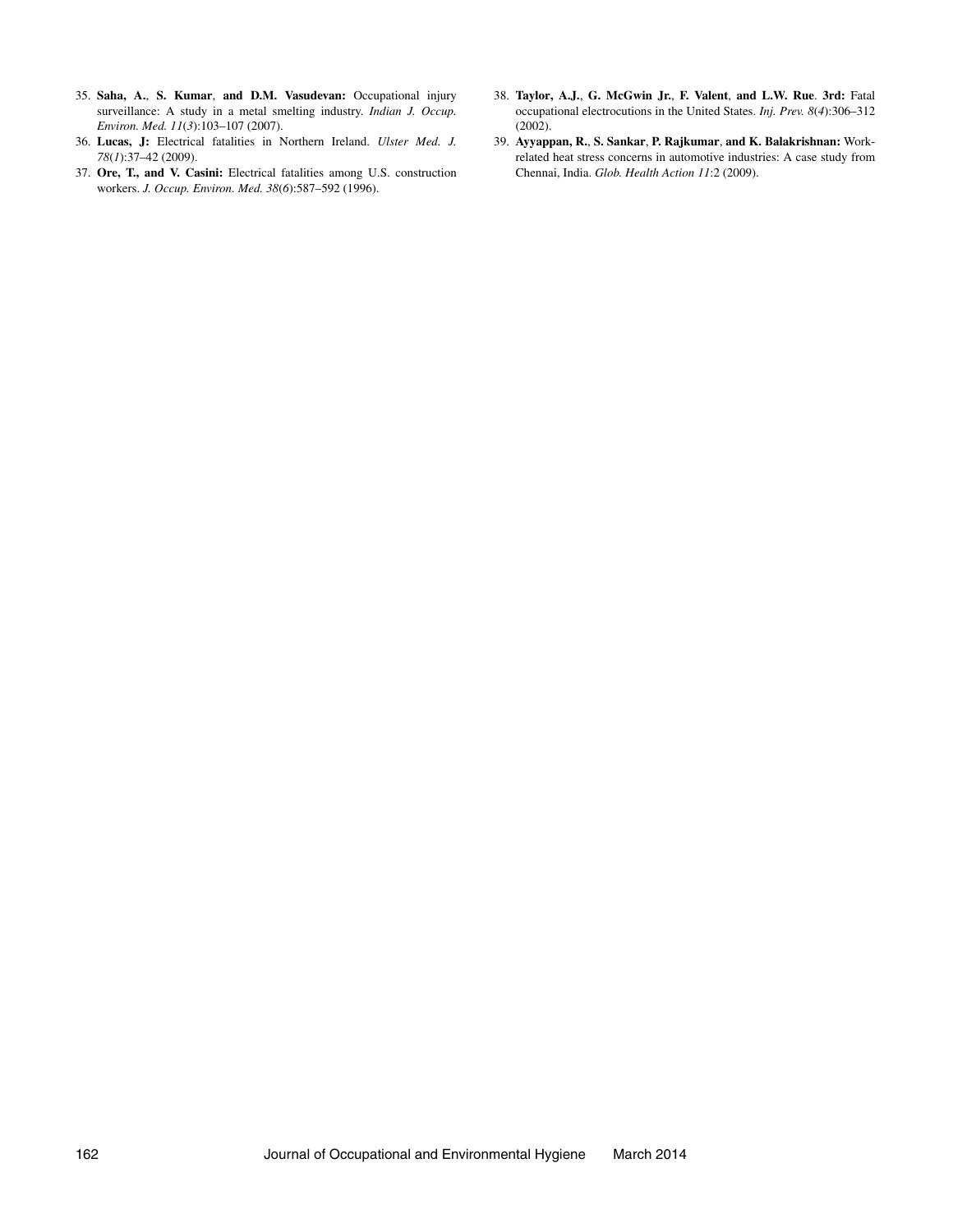35. **Saha, A.**, **S. Kumar**, **and D.M. Vasudevan:** Occupational injury surveillance: A study in a metal smelting industry. *Indian J. Occup. Environ. Med. 11*(*3*):103–107 (2007).
36. **Lucas, J:** Electrical fatalities in Northern Ireland. *Ulster Med. J. 78*(*1*):37–42 (2009).
37. **Ore, T., and V. Casini:** Electrical fatalities among U.S. construction workers. *J. Occup. Environ. Med. 38*(*6*):587–592 (1996).
38. **Taylor, A.J.**, **G. McGwin Jr.**, **F. Valent**, **and L.W. Rue**. **3rd:** Fatal occupational electrocutions in the United States. *Inj. Prev. 8*(*4*):306–312 (2002).
39. **Ayyappan, R.**, **S. Sankar**, **P. Rajkumar**, **and K. Balakrishnan:** Work-related heat stress concerns in automotive industries: A case study from Chennai, India. *Glob. Health Action 11*:2 (2009).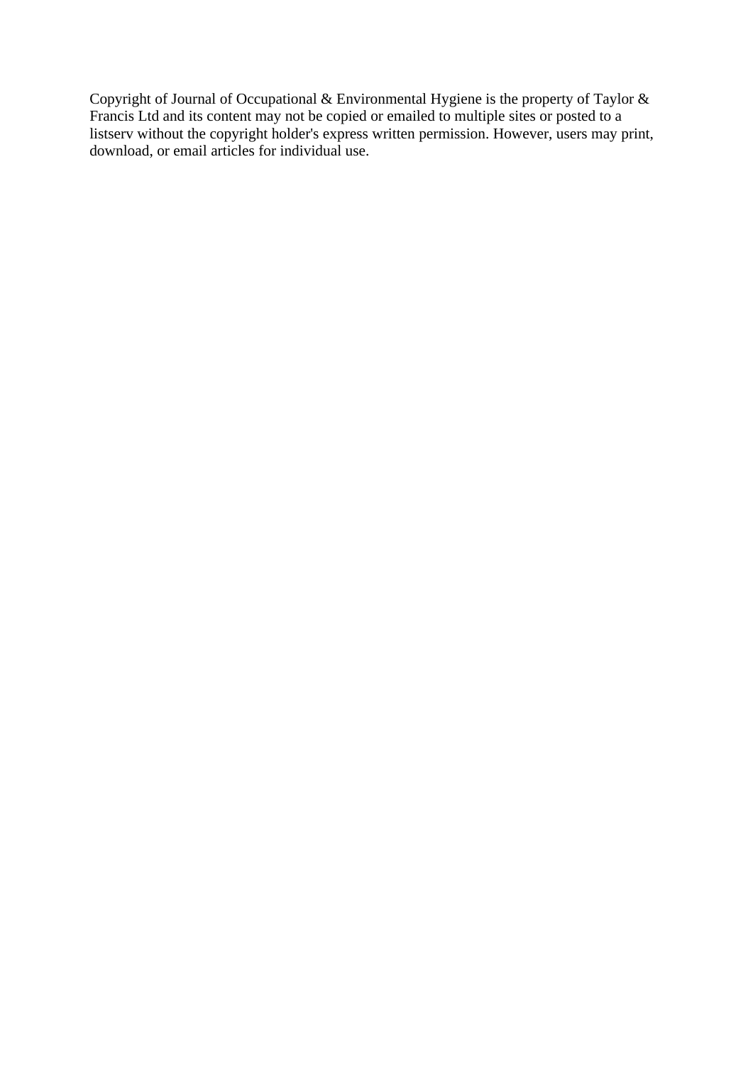Copyright of Journal of Occupational & Environmental Hygiene is the property of Taylor & Francis Ltd and its content may not be copied or emailed to multiple sites or posted to a listserv without the copyright holder's express written permission. However, users may print, download, or email articles for individual use.